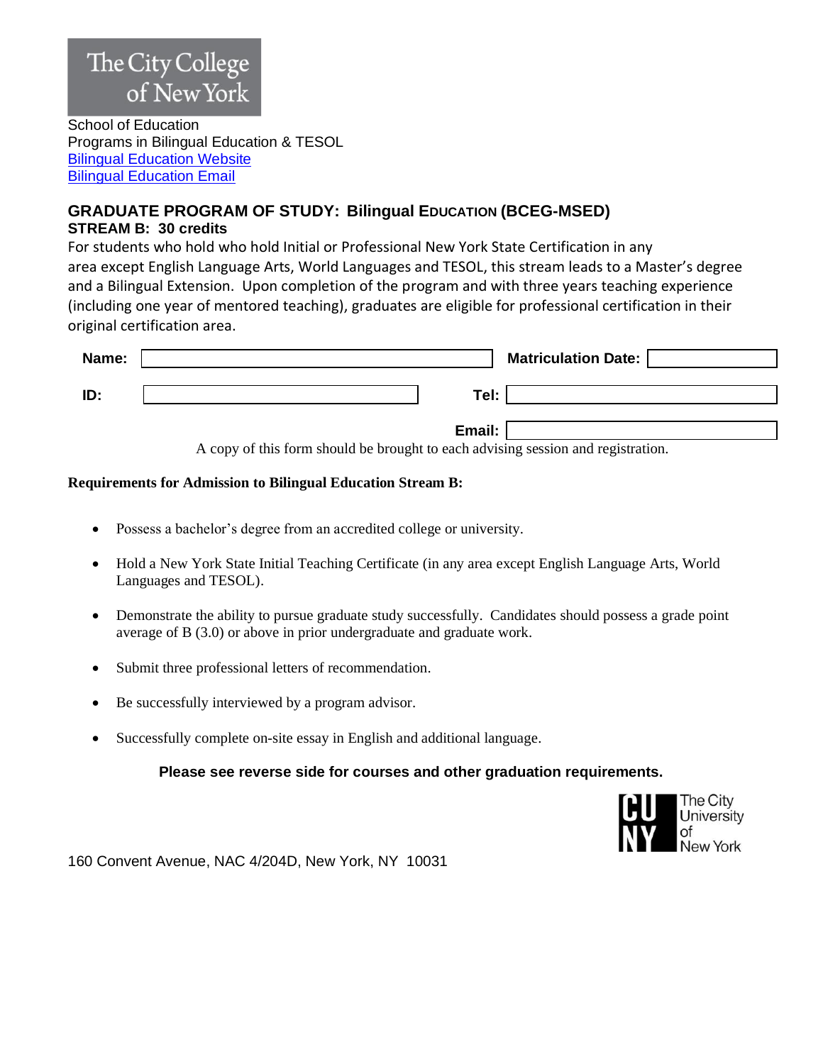The City College of New York

School of Education
Programs in Bilingual Education & TESOL
[Bilingual Education Website]
[Bilingual Education Email]

## GRADUATE PROGRAM OF STUDY: Bilingual EDUCATION (BCEG-MSED)

### STREAM B: 30 credits

For students who hold who hold Initial or Professional New York State Certification in any area except English Language Arts, World Languages and TESOL, this stream leads to a Master's degree and a Bilingual Extension. Upon completion of the program and with three years teaching experience (including one year of mentored teaching), graduates are eligible for professional certification in their original certification area.

| | | | |
|---|---|---|---|
| **Name:** | | **Matriculation Date:** | |
| **ID:** | | **Tel:** | |
| | | **Email:** | |

A copy of this form should be brought to each advising session and registration.

**Requirements for Admission to Bilingual Education Stream B:**

- Possess a bachelor's degree from an accredited college or university.
- Hold a New York State Initial Teaching Certificate (in any area except English Language Arts, World Languages and TESOL).
- Demonstrate the ability to pursue graduate study successfully. Candidates should possess a grade point average of B (3.0) or above in prior undergraduate and graduate work.
- Submit three professional letters of recommendation.
- Be successfully interviewed by a program advisor.
- Successfully complete on-site essay in English and additional language.

**Please see reverse side for courses and other graduation requirements.**

CUNY The City University of New York

160 Convent Avenue, NAC 4/204D, New York, NY 10031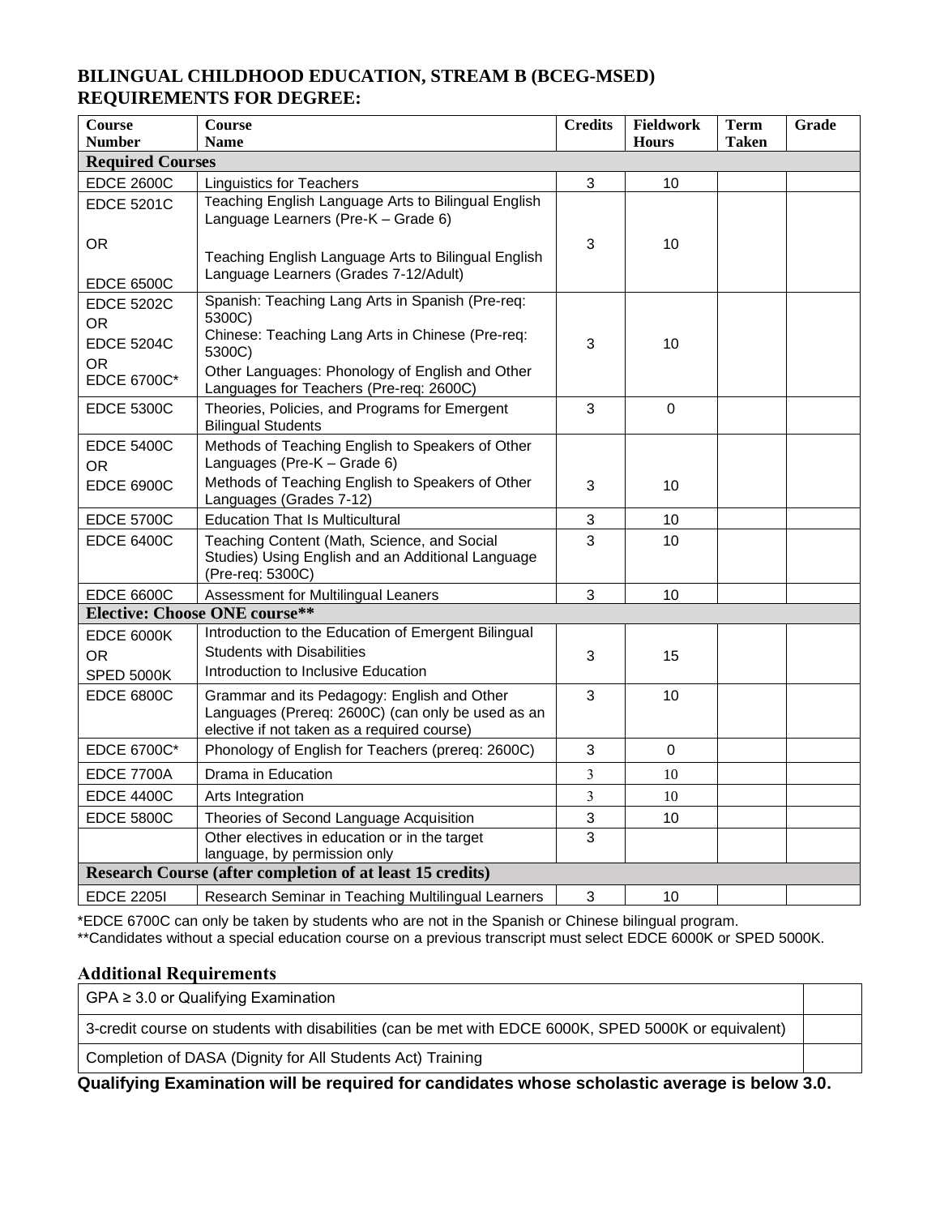## BILINGUAL CHILDHOOD EDUCATION, STREAM B (BCEG-MSED) REQUIREMENTS FOR DEGREE:

| Course Number | Course Name | Credits | Fieldwork Hours | Term Taken | Grade |
|---|---|---|---|---|---|
| **Required Courses** | | | | | |
| EDCE 2600C | Linguistics for Teachers | 3 | 10 | | |
| EDCE 5201C<br>OR<br>EDCE 6500C | Teaching English Language Arts to Bilingual English Language Learners (Pre-K – Grade 6)<br>Teaching English Language Arts to Bilingual English Language Learners (Grades 7-12/Adult) | 3 | 10 | | |
| EDCE 5202C<br>OR<br>EDCE 5204C<br>OR<br>EDCE 6700C* | Spanish: Teaching Lang Arts in Spanish (Pre-req: 5300C)<br>Chinese: Teaching Lang Arts in Chinese (Pre-req: 5300C)<br>Other Languages: Phonology of English and Other Languages for Teachers (Pre-req: 2600C) | 3 | 10 | | |
| EDCE 5300C | Theories, Policies, and Programs for Emergent Bilingual Students | 3 | 0 | | |
| EDCE 5400C<br>OR<br>EDCE 6900C | Methods of Teaching English to Speakers of Other Languages (Pre-K – Grade 6)<br>Methods of Teaching English to Speakers of Other Languages (Grades 7-12) | 3 | 10 | | |
| EDCE 5700C | Education That Is Multicultural | 3 | 10 | | |
| EDCE 6400C | Teaching Content (Math, Science, and Social Studies) Using English and an Additional Language (Pre-req: 5300C) | 3 | 10 | | |
| EDCE 6600C | Assessment for Multilingual Leaners | 3 | 10 | | |
| **Elective: Choose ONE course**** | | | | | |
| EDCE 6000K<br>OR<br>SPED 5000K | Introduction to the Education of Emergent Bilingual Students with Disabilities<br>Introduction to Inclusive Education | 3 | 15 | | |
| EDCE 6800C | Grammar and its Pedagogy: English and Other Languages (Prereq: 2600C) (can only be used as an elective if not taken as a required course) | 3 | 10 | | |
| EDCE 6700C* | Phonology of English for Teachers (prereq: 2600C) | 3 | 0 | | |
| EDCE 7700A | Drama in Education | 3 | 10 | | |
| EDCE 4400C | Arts Integration | 3 | 10 | | |
| EDCE 5800C | Theories of Second Language Acquisition | 3 | 10 | | |
| | Other electives in education or in the target language, by permission only | 3 | | | |
| **Research Course (after completion of at least 15 credits)** | | | | | |
| EDCE 2205I | Research Seminar in Teaching Multilingual Learners | 3 | 10 | | |

*EDCE 6700C can only be taken by students who are not in the Spanish or Chinese bilingual program.
**Candidates without a special education course on a previous transcript must select EDCE 6000K or SPED 5000K.

### Additional Requirements

| | |
|---|---|
| GPA ≥ 3.0 or Qualifying Examination | |
| 3-credit course on students with disabilities (can be met with EDCE 6000K, SPED 5000K or equivalent) | |
| Completion of DASA (Dignity for All Students Act) Training | |

**Qualifying Examination will be required for candidates whose scholastic average is below 3.0.**